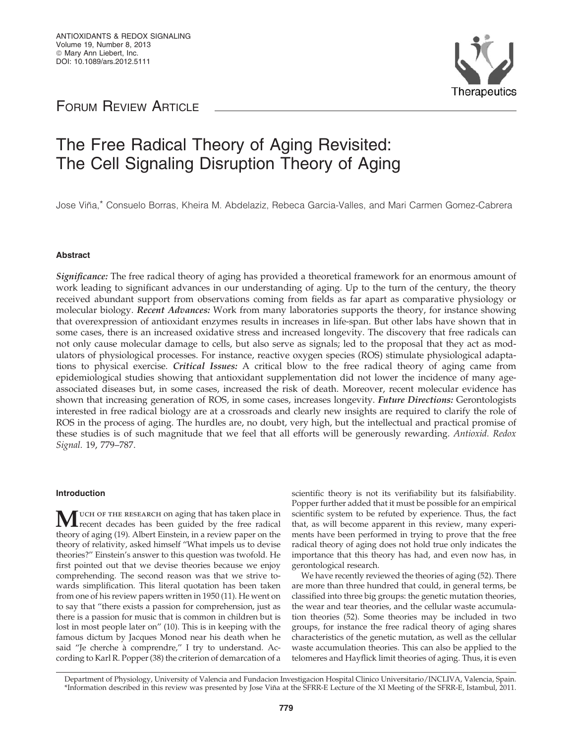# Forum Review Article

# The Free Radical Theory of Aging Revisited: The Cell Signaling Disruption Theory of Aging

Jose Viña,* Consuelo Borras, Kheira M. Abdelaziz, Rebeca Garcia-Valles, and Mari Carmen Gomez-Cabrera

## Abstract

***Significance:*** The free radical theory of aging has provided a theoretical framework for an enormous amount of work leading to significant advances in our understanding of aging. Up to the turn of the century, the theory received abundant support from observations coming from fields as far apart as comparative physiology or molecular biology. ***Recent Advances:*** Work from many laboratories supports the theory, for instance showing that overexpression of antioxidant enzymes results in increases in life-span. But other labs have shown that in some cases, there is an increased oxidative stress and increased longevity. The discovery that free radicals can not only cause molecular damage to cells, but also serve as signals; led to the proposal that they act as modulators of physiological processes. For instance, reactive oxygen species (ROS) stimulate physiological adaptations to physical exercise. ***Critical Issues:*** A critical blow to the free radical theory of aging came from epidemiological studies showing that antioxidant supplementation did not lower the incidence of many age-associated diseases but, in some cases, increased the risk of death. Moreover, recent molecular evidence has shown that increasing generation of ROS, in some cases, increases longevity. ***Future Directions:*** Gerontologists interested in free radical biology are at a crossroads and clearly new insights are required to clarify the role of ROS in the process of aging. The hurdles are, no doubt, very high, but the intellectual and practical promise of these studies is of such magnitude that we feel that all efforts will be generously rewarding. *Antioxid. Redox Signal.* 19, 779–787.

## Introduction

Much of the research on aging that has taken place in recent decades has been guided by the free radical theory of aging (19). Albert Einstein, in a review paper on the theory of relativity, asked himself "What impels us to devise theories?" Einstein's answer to this question was twofold. He first pointed out that we devise theories because we enjoy comprehending. The second reason was that we strive towards simplification. This literal quotation has been taken from one of his review papers written in 1950 (11). He went on to say that "there exists a passion for comprehension, just as there is a passion for music that is common in children but is lost in most people later on" (10). This is in keeping with the famous dictum by Jacques Monod near his death when he said "Je cherche à comprendre," I try to understand. According to Karl R. Popper (38) the criterion of demarcation of a scientific theory is not its verifiability but its falsifiability. Popper further added that it must be possible for an empirical scientific system to be refuted by experience. Thus, the fact that, as will become apparent in this review, many experiments have been performed in trying to prove that the free radical theory of aging does not hold true only indicates the importance that this theory has had, and even now has, in gerontological research.

We have recently reviewed the theories of aging (52). There are more than three hundred that could, in general terms, be classified into three big groups: the genetic mutation theories, the wear and tear theories, and the cellular waste accumulation theories (52). Some theories may be included in two groups, for instance the free radical theory of aging shares characteristics of the genetic mutation, as well as the cellular waste accumulation theories. This can also be applied to the telomeres and Hayflick limit theories of aging. Thus, it is even

Department of Physiology, University of Valencia and Fundacion Investigacion Hospital Clinico Universitario/INCLIVA, Valencia, Spain.
*Information described in this review was presented by Jose Viña at the SFRR-E Lecture of the XI Meeting of the SFRR-E, Istambul, 2011.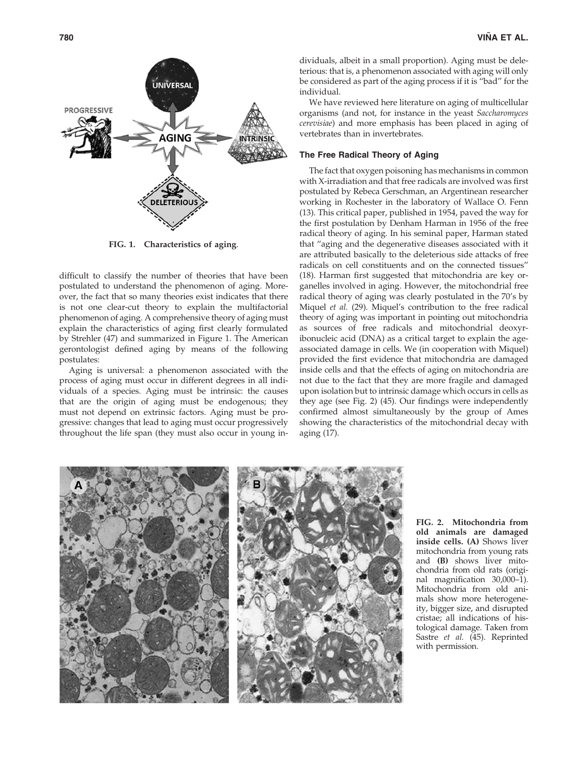UNIVERSAL

PROGRESSIVE

AGING

INTRINSIC

DELETERIOUS

**FIG. 1. Characteristics of aging.**

difficult to classify the number of theories that have been postulated to understand the phenomenon of aging. Moreover, the fact that so many theories exist indicates that there is not one clear-cut theory to explain the multifactorial phenomenon of aging. A comprehensive theory of aging must explain the characteristics of aging first clearly formulated by Strehler (47) and summarized in Figure 1. The American gerontologist defined aging by means of the following postulates:

Aging is universal: a phenomenon associated with the process of aging must occur in different degrees in all individuals of a species. Aging must be intrinsic: the causes that are the origin of aging must be endogenous; they must not depend on extrinsic factors. Aging must be progressive: changes that lead to aging must occur progressively throughout the life span (they must also occur in young individuals, albeit in a small proportion). Aging must be deleterious: that is, a phenomenon associated with aging will only be considered as part of the aging process if it is "bad" for the individual.

We have reviewed here literature on aging of multicellular organisms (and not, for instance in the yeast *Saccharomyces cerevisiae*) and more emphasis has been placed in aging of vertebrates than in invertebrates.

### The Free Radical Theory of Aging

The fact that oxygen poisoning has mechanisms in common with X-irradiation and that free radicals are involved was first postulated by Rebeca Gerschman, an Argentinean researcher working in Rochester in the laboratory of Wallace O. Fenn (13). This critical paper, published in 1954, paved the way for the first postulation by Denham Harman in 1956 of the free radical theory of aging. In his seminal paper, Harman stated that "aging and the degenerative diseases associated with it are attributed basically to the deleterious side attacks of free radicals on cell constituents and on the connected tissues" (18). Harman first suggested that mitochondria are key organelles involved in aging. However, the mitochondrial free radical theory of aging was clearly postulated in the 70's by Miquel *et al.* (29). Miquel's contribution to the free radical theory of aging was important in pointing out mitochondria as sources of free radicals and mitochondrial deoxyribonucleic acid (DNA) as a critical target to explain the age-associated damage in cells. We (in cooperation with Miquel) provided the first evidence that mitochondria are damaged inside cells and that the effects of aging on mitochondria are not due to the fact that they are more fragile and damaged upon isolation but to intrinsic damage which occurs in cells as they age (see Fig. 2) (45). Our findings were independently confirmed almost simultaneously by the group of Ames showing the characteristics of the mitochondrial decay with aging (17).

A

B

**FIG. 2. Mitochondria from old animals are damaged inside cells. (A)** Shows liver mitochondria from young rats and **(B)** shows liver mitochondria from old rats (original magnification 30,000–1). Mitochondria from old animals show more heterogeneity, bigger size, and disrupted cristae; all indications of histological damage. Taken from Sastre *et al.* (45). Reprinted with permission.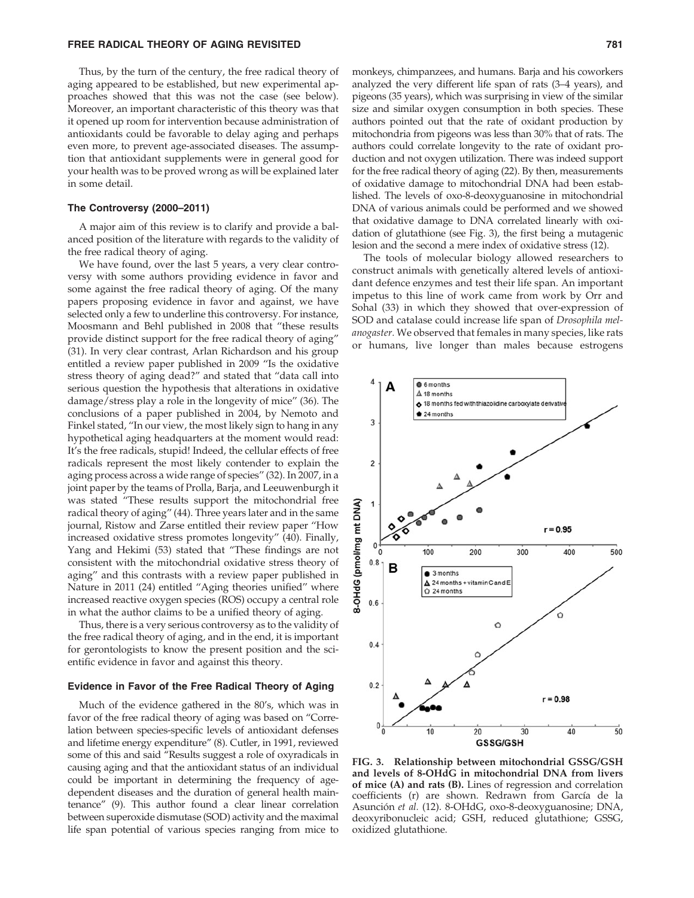Thus, by the turn of the century, the free radical theory of aging appeared to be established, but new experimental approaches showed that this was not the case (see below). Moreover, an important characteristic of this theory was that it opened up room for intervention because administration of antioxidants could be favorable to delay aging and perhaps even more, to prevent age-associated diseases. The assumption that antioxidant supplements were in general good for your health was to be proved wrong as will be explained later in some detail.

### The Controversy (2000–2011)

A major aim of this review is to clarify and provide a balanced position of the literature with regards to the validity of the free radical theory of aging.

We have found, over the last 5 years, a very clear controversy with some authors providing evidence in favor and some against the free radical theory of aging. Of the many papers proposing evidence in favor and against, we have selected only a few to underline this controversy. For instance, Moosmann and Behl published in 2008 that "these results provide distinct support for the free radical theory of aging" (31). In very clear contrast, Arlan Richardson and his group entitled a review paper published in 2009 "Is the oxidative stress theory of aging dead?" and stated that "data call into serious question the hypothesis that alterations in oxidative damage/stress play a role in the longevity of mice" (36). The conclusions of a paper published in 2004, by Nemoto and Finkel stated, "In our view, the most likely sign to hang in any hypothetical aging headquarters at the moment would read: It's the free radicals, stupid! Indeed, the cellular effects of free radicals represent the most likely contender to explain the aging process across a wide range of species" (32). In 2007, in a joint paper by the teams of Prolla, Barja, and Leeuwenburgh it was stated "These results support the mitochondrial free radical theory of aging" (44). Three years later and in the same journal, Ristow and Zarse entitled their review paper "How increased oxidative stress promotes longevity" (40). Finally, Yang and Hekimi (53) stated that "These findings are not consistent with the mitochondrial oxidative stress theory of aging" and this contrasts with a review paper published in Nature in 2011 (24) entitled "Aging theories unified" where increased reactive oxygen species (ROS) occupy a central role in what the author claims to be a unified theory of aging.

Thus, there is a very serious controversy as to the validity of the free radical theory of aging, and in the end, it is important for gerontologists to know the present position and the scientific evidence in favor and against this theory.

### Evidence in Favor of the Free Radical Theory of Aging

Much of the evidence gathered in the 80's, which was in favor of the free radical theory of aging was based on "Correlation between species-specific levels of antioxidant defenses and lifetime energy expenditure" (8). Cutler, in 1991, reviewed some of this and said "Results suggest a role of oxyradicals in causing aging and that the antioxidant status of an individual could be important in determining the frequency of age-dependent diseases and the duration of general health maintenance" (9). This author found a clear linear correlation between superoxide dismutase (SOD) activity and the maximal life span potential of various species ranging from mice to monkeys, chimpanzees, and humans. Barja and his coworkers analyzed the very different life span of rats (3–4 years), and pigeons (35 years), which was surprising in view of the similar size and similar oxygen consumption in both species. These authors pointed out that the rate of oxidant production by mitochondria from pigeons was less than 30% that of rats. The authors could correlate longevity to the rate of oxidant production and not oxygen utilization. There was indeed support for the free radical theory of aging (22). By then, measurements of oxidative damage to mitochondrial DNA had been established. The levels of oxo-8-deoxyguanosine in mitochondrial DNA of various animals could be performed and we showed that oxidative damage to DNA correlated linearly with oxidation of glutathione (see Fig. 3), the first being a mutagenic lesion and the second a mere index of oxidative stress (12).

The tools of molecular biology allowed researchers to construct animals with genetically altered levels of antioxidant defence enzymes and test their life span. An important impetus to this line of work came from work by Orr and Sohal (33) in which they showed that over-expression of SOD and catalase could increase life span of *Drosophila melanogaster*. We observed that females in many species, like rats or humans, live longer than males because estrogens

**FIG. 3. Relationship between mitochondrial GSSG/GSH and levels of 8-OHdG in mitochondrial DNA from livers of mice (A) and rats (B).** Lines of regression and correlation coefficients (r) are shown. Redrawn from García de la Asunción *et al.* (12). 8-OHdG, oxo-8-deoxyguanosine; DNA, deoxyribonucleic acid; GSH, reduced glutathione; GSSG, oxidized glutathione.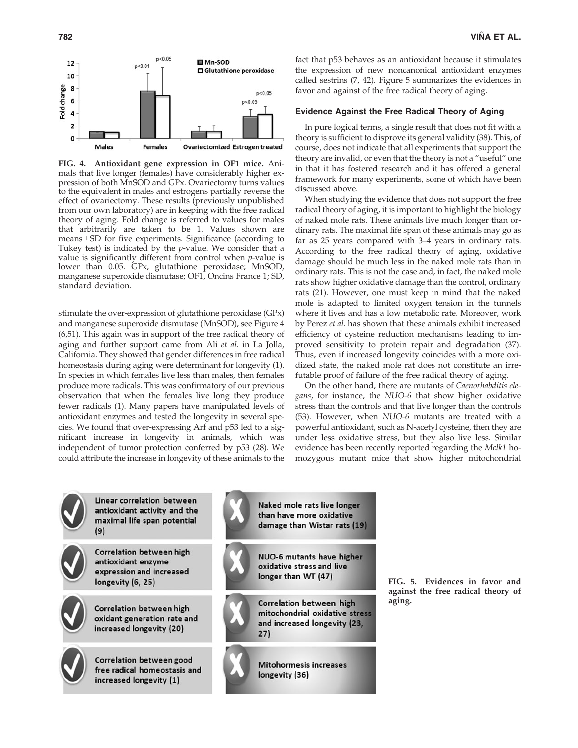**FIG. 4. Antioxidant gene expression in OF1 mice.** Animals that live longer (females) have considerably higher expression of both MnSOD and GPx. Ovariectomy turns values to the equivalent in males and estrogens partially reverse the effect of ovariectomy. These results (previously unpublished from our own laboratory) are in keeping with the free radical theory of aging. Fold change is referred to values for males that arbitrarily are taken to be 1. Values shown are means ± SD for five experiments. Significance (according to Tukey test) is indicated by the *p*-value. We consider that a value is significantly different from control when *p*-value is lower than 0.05. GPx, glutathione peroxidase; MnSOD, manganese superoxide dismutase; OF1, Oncins France 1; SD, standard deviation.

stimulate the over-expression of glutathione peroxidase (GPx) and manganese superoxide dismutase (MnSOD), see Figure 4 (6,51). This again was in support of the free radical theory of aging and further support came from Ali *et al.* in La Jolla, California. They showed that gender differences in free radical homeostasis during aging were determinant for longevity (1). In species in which females live less than males, then females produce more radicals. This was confirmatory of our previous observation that when the females live long they produce fewer radicals (1). Many papers have manipulated levels of antioxidant enzymes and tested the longevity in several species. We found that over-expressing Arf and p53 led to a significant increase in longevity in animals, which was independent of tumor protection conferred by p53 (28). We could attribute the increase in longevity of these animals to the fact that p53 behaves as an antioxidant because it stimulates the expression of new noncanonical antioxidant enzymes called sestrins (7, 42). Figure 5 summarizes the evidences in favor and against of the free radical theory of aging.

### Evidence Against the Free Radical Theory of Aging

In pure logical terms, a single result that does not fit with a theory is sufficient to disprove its general validity (38). This, of course, does not indicate that all experiments that support the theory are invalid, or even that the theory is not a "useful" one in that it has fostered research and it has offered a general framework for many experiments, some of which have been discussed above.

When studying the evidence that does not support the free radical theory of aging, it is important to highlight the biology of naked mole rats. These animals live much longer than ordinary rats. The maximal life span of these animals may go as far as 25 years compared with 3–4 years in ordinary rats. According to the free radical theory of aging, oxidative damage should be much less in the naked mole rats than in ordinary rats. This is not the case and, in fact, the naked mole rats show higher oxidative damage than the control, ordinary rats (21). However, one must keep in mind that the naked mole is adapted to limited oxygen tension in the tunnels where it lives and has a low metabolic rate. Moreover, work by Perez *et al.* has shown that these animals exhibit increased efficiency of cysteine reduction mechanisms leading to improved sensitivity to protein repair and degradation (37). Thus, even if increased longevity coincides with a more oxidized state, the naked mole rat does not constitute an irrefutable proof of failure of the free radical theory of aging.

On the other hand, there are mutants of *Caenorhabditis elegans*, for instance, the *NUO-6* that show higher oxidative stress than the controls and that live longer than the controls (53). However, when *NUO-6* mutants are treated with a powerful antioxidant, such as N-acetyl cysteine, then they are under less oxidative stress, but they also live less. Similar evidence has been recently reported regarding the *Mclk1* homozygous mutant mice that show higher mitochondrial

**FIG. 5. Evidences in favor and against the free radical theory of aging.**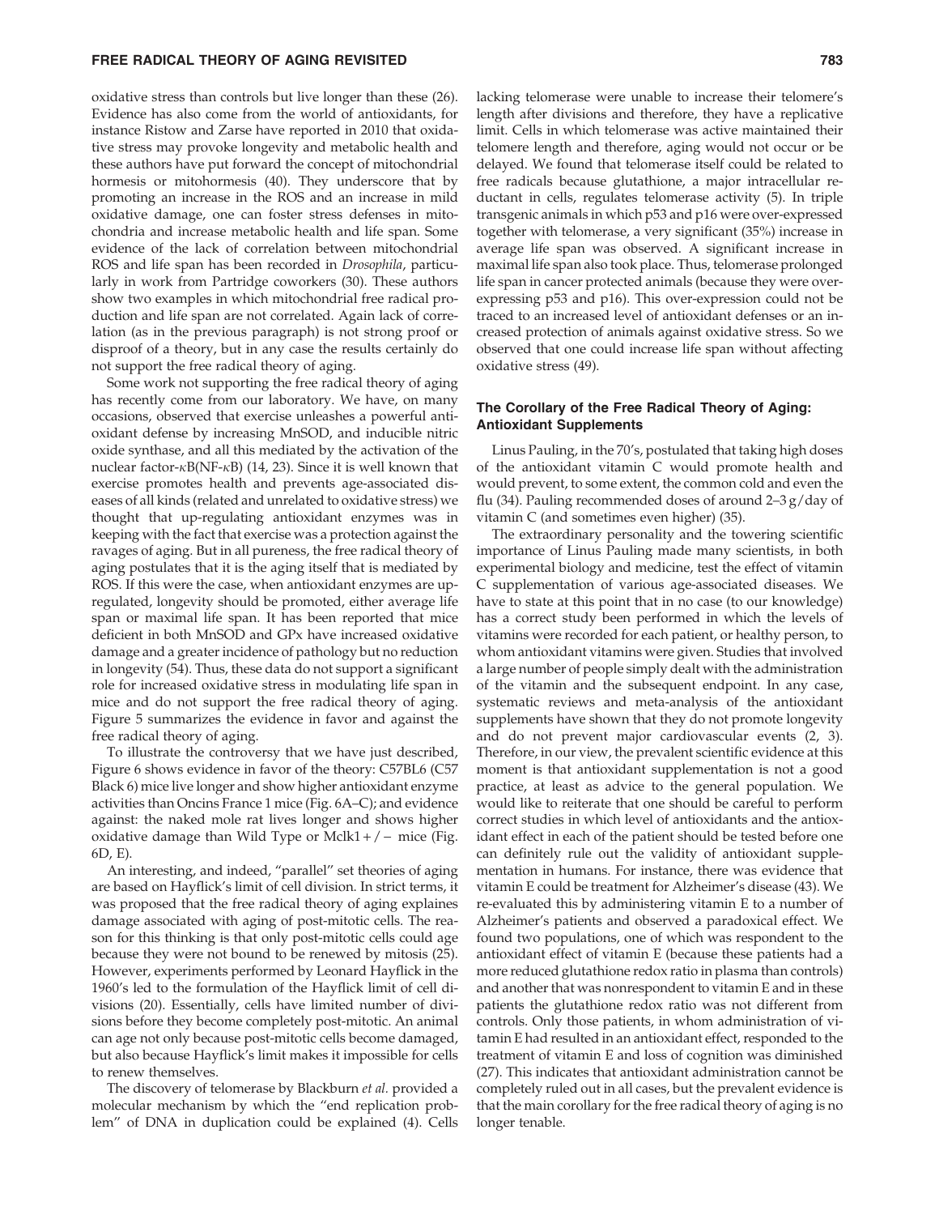oxidative stress than controls but live longer than these (26). Evidence has also come from the world of antioxidants, for instance Ristow and Zarse have reported in 2010 that oxidative stress may provoke longevity and metabolic health and these authors have put forward the concept of mitochondrial hormesis or mitohormesis (40). They underscore that by promoting an increase in the ROS and an increase in mild oxidative damage, one can foster stress defenses in mitochondria and increase metabolic health and life span. Some evidence of the lack of correlation between mitochondrial ROS and life span has been recorded in *Drosophila*, particularly in work from Partridge coworkers (30). These authors show two examples in which mitochondrial free radical production and life span are not correlated. Again lack of correlation (as in the previous paragraph) is not strong proof or disproof of a theory, but in any case the results certainly do not support the free radical theory of aging.

Some work not supporting the free radical theory of aging has recently come from our laboratory. We have, on many occasions, observed that exercise unleashes a powerful antioxidant defense by increasing MnSOD, and inducible nitric oxide synthase, and all this mediated by the activation of the nuclear factor-$\kappa$B(NF-$\kappa$B) (14, 23). Since it is well known that exercise promotes health and prevents age-associated diseases of all kinds (related and unrelated to oxidative stress) we thought that up-regulating antioxidant enzymes was in keeping with the fact that exercise was a protection against the ravages of aging. But in all pureness, the free radical theory of aging postulates that it is the aging itself that is mediated by ROS. If this were the case, when antioxidant enzymes are up-regulated, longevity should be promoted, either average life span or maximal life span. It has been reported that mice deficient in both MnSOD and GPx have increased oxidative damage and a greater incidence of pathology but no reduction in longevity (54). Thus, these data do not support a significant role for increased oxidative stress in modulating life span in mice and do not support the free radical theory of aging. Figure 5 summarizes the evidence in favor and against the free radical theory of aging.

To illustrate the controversy that we have just described, Figure 6 shows evidence in favor of the theory: C57BL6 (C57 Black 6) mice live longer and show higher antioxidant enzyme activities than Oncins France 1 mice (Fig. 6A–C); and evidence against: the naked mole rat lives longer and shows higher oxidative damage than Wild Type or Mclk1+/− mice (Fig. 6D, E).

An interesting, and indeed, "parallel" set theories of aging are based on Hayflick's limit of cell division. In strict terms, it was proposed that the free radical theory of aging explaines damage associated with aging of post-mitotic cells. The reason for this thinking is that only post-mitotic cells could age because they were not bound to be renewed by mitosis (25). However, experiments performed by Leonard Hayflick in the 1960's led to the formulation of the Hayflick limit of cell divisions (20). Essentially, cells have limited number of divisions before they become completely post-mitotic. An animal can age not only because post-mitotic cells become damaged, but also because Hayflick's limit makes it impossible for cells to renew themselves.

The discovery of telomerase by Blackburn *et al.* provided a molecular mechanism by which the "end replication problem" of DNA in duplication could be explained (4). Cells lacking telomerase were unable to increase their telomere's length after divisions and therefore, they have a replicative limit. Cells in which telomerase was active maintained their telomere length and therefore, aging would not occur or be delayed. We found that telomerase itself could be related to free radicals because glutathione, a major intracellular reductant in cells, regulates telomerase activity (5). In triple transgenic animals in which p53 and p16 were over-expressed together with telomerase, a very significant (35%) increase in average life span was observed. A significant increase in maximal life span also took place. Thus, telomerase prolonged life span in cancer protected animals (because they were over-expressing p53 and p16). This over-expression could not be traced to an increased level of antioxidant defenses or an increased protection of animals against oxidative stress. So we observed that one could increase life span without affecting oxidative stress (49).

### The Corollary of the Free Radical Theory of Aging: Antioxidant Supplements

Linus Pauling, in the 70's, postulated that taking high doses of the antioxidant vitamin C would promote health and would prevent, to some extent, the common cold and even the flu (34). Pauling recommended doses of around 2–3 g/day of vitamin C (and sometimes even higher) (35).

The extraordinary personality and the towering scientific importance of Linus Pauling made many scientists, in both experimental biology and medicine, test the effect of vitamin C supplementation of various age-associated diseases. We have to state at this point that in no case (to our knowledge) has a correct study been performed in which the levels of vitamins were recorded for each patient, or healthy person, to whom antioxidant vitamins were given. Studies that involved a large number of people simply dealt with the administration of the vitamin and the subsequent endpoint. In any case, systematic reviews and meta-analysis of the antioxidant supplements have shown that they do not promote longevity and do not prevent major cardiovascular events (2, 3). Therefore, in our view, the prevalent scientific evidence at this moment is that antioxidant supplementation is not a good practice, at least as advice to the general population. We would like to reiterate that one should be careful to perform correct studies in which level of antioxidants and the antioxidant effect in each of the patient should be tested before one can definitely rule out the validity of antioxidant supplementation in humans. For instance, there was evidence that vitamin E could be treatment for Alzheimer's disease (43). We re-evaluated this by administering vitamin E to a number of Alzheimer's patients and observed a paradoxical effect. We found two populations, one of which was respondent to the antioxidant effect of vitamin E (because these patients had a more reduced glutathione redox ratio in plasma than controls) and another that was nonrespondent to vitamin E and in these patients the glutathione redox ratio was not different from controls. Only those patients, in whom administration of vitamin E had resulted in an antioxidant effect, responded to the treatment of vitamin E and loss of cognition was diminished (27). This indicates that antioxidant administration cannot be completely ruled out in all cases, but the prevalent evidence is that the main corollary for the free radical theory of aging is no longer tenable.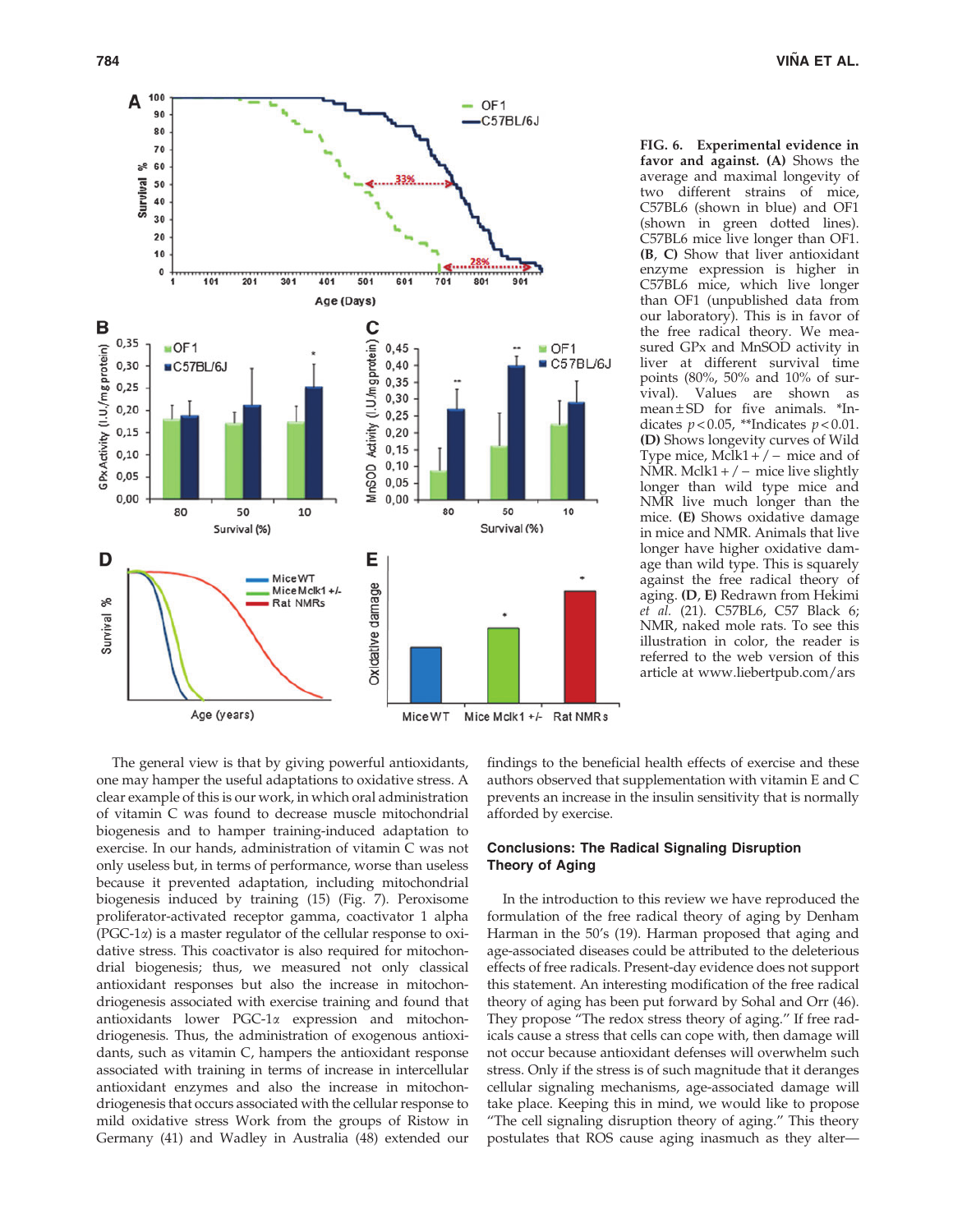FIG. 6. **Experimental evidence in favor and against. (A)** Shows the average and maximal longevity of two different strains of mice, C57BL6 (shown in blue) and OF1 (shown in green dotted lines). C57BL6 mice live longer than OF1. **(B, C)** Show that liver antioxidant enzyme expression is higher in C57BL6 mice, which live longer than OF1 (unpublished data from our laboratory). This is in favor of the free radical theory. We measured GPx and MnSOD activity in liver at different survival time points (80%, 50% and 10% of survival). Values are shown as mean ± SD for five animals. *Indicates $p < 0.05$, **Indicates $p < 0.01$. **(D)** Shows longevity curves of Wild Type mice, Mclk1 +/− mice and of NMR. Mclk1 +/− mice live slightly longer than wild type mice and NMR live much longer than the mice. **(E)** Shows oxidative damage in mice and NMR. Animals that live longer have higher oxidative damage than wild type. This is squarely against the free radical theory of aging. **(D, E)** Redrawn from Hekimi *et al.* (21). C57BL6, C57 Black 6; NMR, naked mole rats. To see this illustration in color, the reader is referred to the web version of this article at www.liebertpub.com/ars

The general view is that by giving powerful antioxidants, one may hamper the useful adaptations to oxidative stress. A clear example of this is our work, in which oral administration of vitamin C was found to decrease muscle mitochondrial biogenesis and to hamper training-induced adaptation to exercise. In our hands, administration of vitamin C was not only useless but, in terms of performance, worse than useless because it prevented adaptation, including mitochondrial biogenesis induced by training (15) (Fig. 7). Peroxisome proliferator-activated receptor gamma, coactivator 1 alpha (PGC-1$\alpha$) is a master regulator of the cellular response to oxidative stress. This coactivator is also required for mitochondrial biogenesis; thus, we measured not only classical antioxidant responses but also the increase in mitochondriogenesis associated with exercise training and found that antioxidants lower PGC-1$\alpha$ expression and mitochondriogenesis. Thus, the administration of exogenous antioxidants, such as vitamin C, hampers the antioxidant response associated with training in terms of increase in intercellular antioxidant enzymes and also the increase in mitochondriogenesis that occurs associated with the cellular response to mild oxidative stress Work from the groups of Ristow in Germany (41) and Wadley in Australia (48) extended our findings to the beneficial health effects of exercise and these authors observed that supplementation with vitamin E and C prevents an increase in the insulin sensitivity that is normally afforded by exercise.

## Conclusions: The Radical Signaling Disruption Theory of Aging

In the introduction to this review we have reproduced the formulation of the free radical theory of aging by Denham Harman in the 50's (19). Harman proposed that aging and age-associated diseases could be attributed to the deleterious effects of free radicals. Present-day evidence does not support this statement. An interesting modification of the free radical theory of aging has been put forward by Sohal and Orr (46). They propose "The redox stress theory of aging." If free radicals cause a stress that cells can cope with, then damage will not occur because antioxidant defenses will overwhelm such stress. Only if the stress is of such magnitude that it deranges cellular signaling mechanisms, age-associated damage will take place. Keeping this in mind, we would like to propose "The cell signaling disruption theory of aging." This theory postulates that ROS cause aging inasmuch as they alter—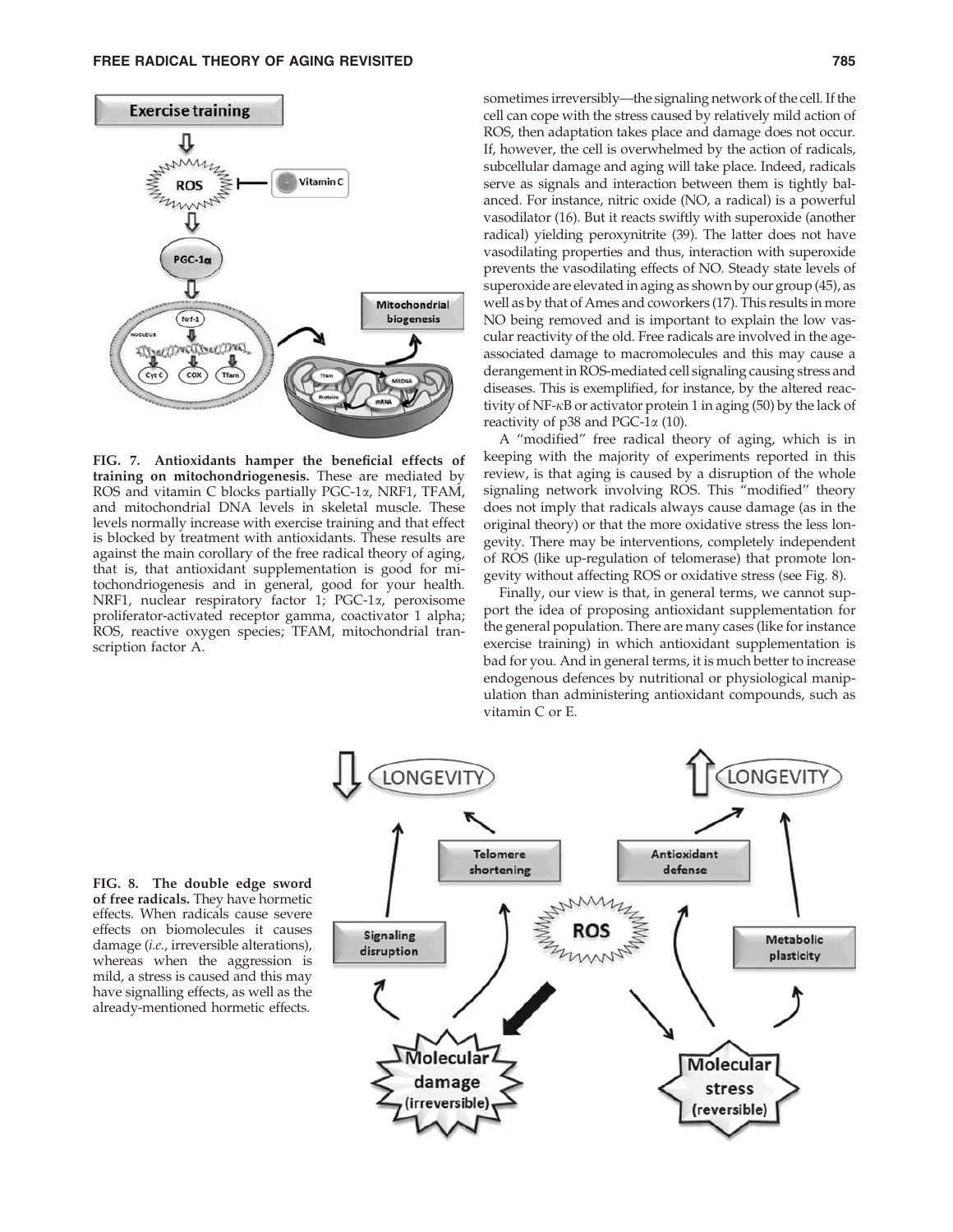sometimes irreversibly—the signaling network of the cell. If the cell can cope with the stress caused by relatively mild action of ROS, then adaptation takes place and damage does not occur. If, however, the cell is overwhelmed by the action of radicals, subcellular damage and aging will take place. Indeed, radicals serve as signals and interaction between them is tightly balanced. For instance, nitric oxide (NO, a radical) is a powerful vasodilator (16). But it reacts swiftly with superoxide (another radical) yielding peroxynitrite (39). The latter does not have vasodilating properties and thus, interaction with superoxide prevents the vasodilating effects of NO. Steady state levels of superoxide are elevated in aging as shown by our group (45), as well as by that of Ames and coworkers (17). This results in more NO being removed and is important to explain the low vascular reactivity of the old. Free radicals are involved in the age-associated damage to macromolecules and this may cause a derangement in ROS-mediated cell signaling causing stress and diseases. This is exemplified, for instance, by the altered reactivity of NF-$\kappa$B or activator protein 1 in aging (50) by the lack of reactivity of p38 and PGC-1$\alpha$ (10).

A "modified" free radical theory of aging, which is in keeping with the majority of experiments reported in this review, is that aging is caused by a disruption of the whole signaling network involving ROS. This "modified" theory does not imply that radicals always cause damage (as in the original theory) or that the more oxidative stress the less longevity. There may be interventions, completely independent of ROS (like up-regulation of telomerase) that promote longevity without affecting ROS or oxidative stress (see Fig. 8).

Finally, our view is that, in general terms, we cannot support the idea of proposing antioxidant supplementation for the general population. There are many cases (like for instance exercise training) in which antioxidant supplementation is bad for you. And in general terms, it is much better to increase endogenous defences by nutritional or physiological manipulation than administering antioxidant compounds, such as vitamin C or E.

**FIG. 7. Antioxidants hamper the beneficial effects of training on mitochondriogenesis.** These are mediated by ROS and vitamin C blocks partially PGC-1$\alpha$, NRF1, TFAM, and mitochondrial DNA levels in skeletal muscle. These levels normally increase with exercise training and that effect is blocked by treatment with antioxidants. These results are against the main corollary of the free radical theory of aging, that is, that antioxidant supplementation is good for mitochondriogenesis and in general, good for your health. NRF1, nuclear respiratory factor 1; PGC-1$\alpha$, peroxisome proliferator-activated receptor gamma, coactivator 1 alpha; ROS, reactive oxygen species; TFAM, mitochondrial transcription factor A.

**FIG. 8. The double edge sword of free radicals.** They have hormetic effects. When radicals cause severe effects on biomolecules it causes damage (*i.e.*, irreversible alterations), whereas when the aggression is mild, a stress is caused and this may have signalling effects, as well as the already-mentioned hormetic effects.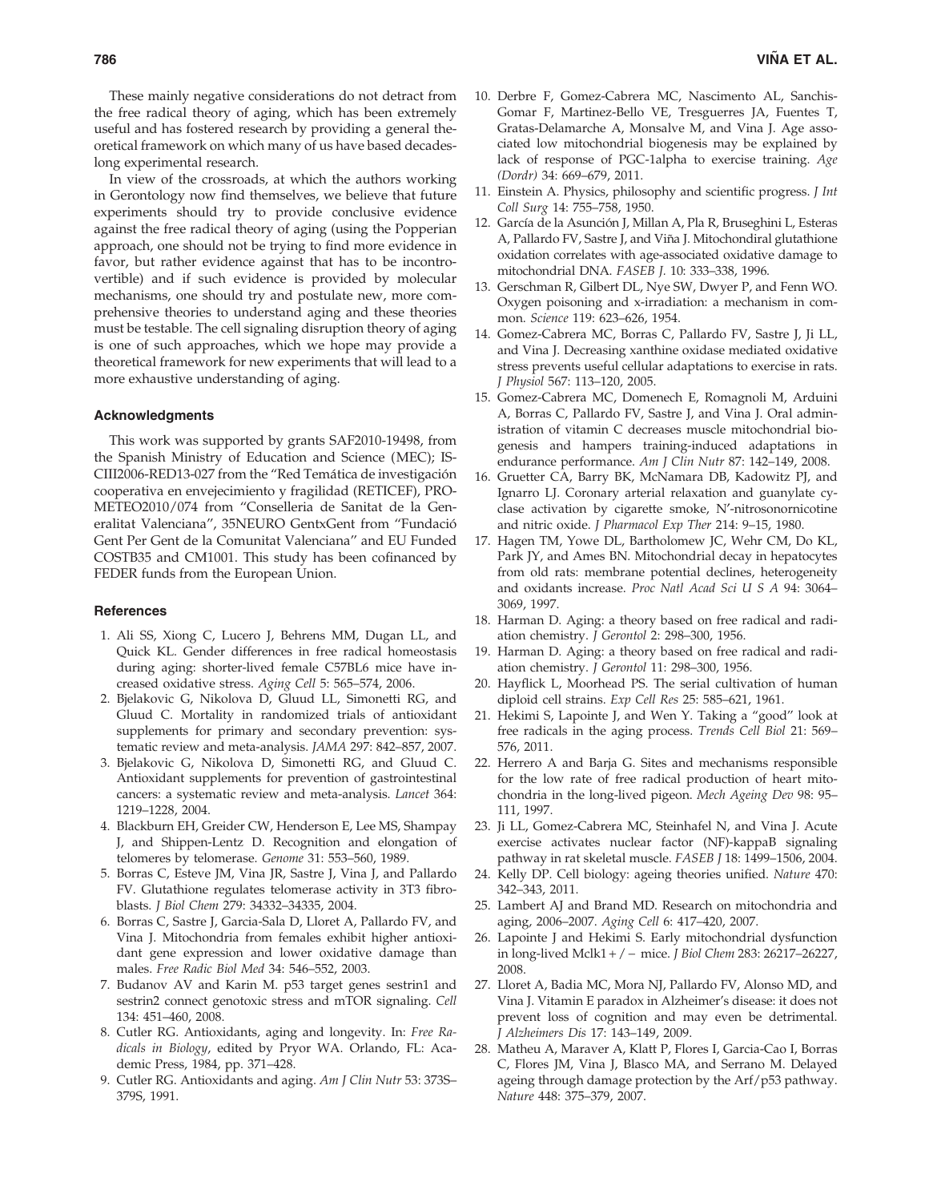These mainly negative considerations do not detract from the free radical theory of aging, which has been extremely useful and has fostered research by providing a general theoretical framework on which many of us have based decades-long experimental research.

In view of the crossroads, at which the authors working in Gerontology now find themselves, we believe that future experiments should try to provide conclusive evidence against the free radical theory of aging (using the Popperian approach, one should not be trying to find more evidence in favor, but rather evidence against that has to be incontrovertible) and if such evidence is provided by molecular mechanisms, one should try and postulate new, more comprehensive theories to understand aging and these theories must be testable. The cell signaling disruption theory of aging is one of such approaches, which we hope may provide a theoretical framework for new experiments that will lead to a more exhaustive understanding of aging.

## Acknowledgments

This work was supported by grants SAF2010-19498, from the Spanish Ministry of Education and Science (MEC); ISCIII2006-RED13-027 from the "Red Temática de investigación cooperativa en envejecimiento y fragilidad (RETICEF), PROMETEO2010/074 from "Conselleria de Sanitat de la Generalitat Valenciana", 35NEURO GentxGent from "Fundació Gent Per Gent de la Comunitat Valenciana" and EU Funded COSTB35 and CM1001. This study has been cofinanced by FEDER funds from the European Union.

## References

1. Ali SS, Xiong C, Lucero J, Behrens MM, Dugan LL, and Quick KL. Gender differences in free radical homeostasis during aging: shorter-lived female C57BL6 mice have increased oxidative stress. *Aging Cell* 5: 565–574, 2006.
2. Bjelakovic G, Nikolova D, Gluud LL, Simonetti RG, and Gluud C. Mortality in randomized trials of antioxidant supplements for primary and secondary prevention: systematic review and meta-analysis. *JAMA* 297: 842–857, 2007.
3. Bjelakovic G, Nikolova D, Simonetti RG, and Gluud C. Antioxidant supplements for prevention of gastrointestinal cancers: a systematic review and meta-analysis. *Lancet* 364: 1219–1228, 2004.
4. Blackburn EH, Greider CW, Henderson E, Lee MS, Shampay J, and Shippen-Lentz D. Recognition and elongation of telomeres by telomerase. *Genome* 31: 553–560, 1989.
5. Borras C, Esteve JM, Vina JR, Sastre J, Vina J, and Pallardo FV. Glutathione regulates telomerase activity in 3T3 fibroblasts. *J Biol Chem* 279: 34332–34335, 2004.
6. Borras C, Sastre J, Garcia-Sala D, Lloret A, Pallardo FV, and Vina J. Mitochondria from females exhibit higher antioxidant gene expression and lower oxidative damage than males. *Free Radic Biol Med* 34: 546–552, 2003.
7. Budanov AV and Karin M. p53 target genes sestrin1 and sestrin2 connect genotoxic stress and mTOR signaling. *Cell* 134: 451–460, 2008.
8. Cutler RG. Antioxidants, aging and longevity. In: *Free Radicals in Biology*, edited by Pryor WA. Orlando, FL: Academic Press, 1984, pp. 371–428.
9. Cutler RG. Antioxidants and aging. *Am J Clin Nutr* 53: 373S–379S, 1991.
10. Derbre F, Gomez-Cabrera MC, Nascimento AL, Sanchis-Gomar F, Martinez-Bello VE, Tresguerres JA, Fuentes T, Gratas-Delamarche A, Monsalve M, and Vina J. Age associated low mitochondrial biogenesis may be explained by lack of response of PGC-1alpha to exercise training. *Age (Dordr)* 34: 669–679, 2011.
11. Einstein A. Physics, philosophy and scientific progress. *J Int Coll Surg* 14: 755–758, 1950.
12. García de la Asunción J, Millan A, Pla R, Bruseghini L, Esteras A, Pallardo FV, Sastre J, and Viña J. Mitochondiral glutathione oxidation correlates with age-associated oxidative damage to mitochondrial DNA. *FASEB J.* 10: 333–338, 1996.
13. Gerschman R, Gilbert DL, Nye SW, Dwyer P, and Fenn WO. Oxygen poisoning and x-irradiation: a mechanism in common. *Science* 119: 623–626, 1954.
14. Gomez-Cabrera MC, Borras C, Pallardo FV, Sastre J, Ji LL, and Vina J. Decreasing xanthine oxidase mediated oxidative stress prevents useful cellular adaptations to exercise in rats. *J Physiol* 567: 113–120, 2005.
15. Gomez-Cabrera MC, Domenech E, Romagnoli M, Arduini A, Borras C, Pallardo FV, Sastre J, and Vina J. Oral administration of vitamin C decreases muscle mitochondrial biogenesis and hampers training-induced adaptations in endurance performance. *Am J Clin Nutr* 87: 142–149, 2008.
16. Gruetter CA, Barry BK, McNamara DB, Kadowitz PJ, and Ignarro LJ. Coronary arterial relaxation and guanylate cyclase activation by cigarette smoke, N'-nitrosonornicotine and nitric oxide. *J Pharmacol Exp Ther* 214: 9–15, 1980.
17. Hagen TM, Yowe DL, Bartholomew JC, Wehr CM, Do KL, Park JY, and Ames BN. Mitochondrial decay in hepatocytes from old rats: membrane potential declines, heterogeneity and oxidants increase. *Proc Natl Acad Sci U S A* 94: 3064–3069, 1997.
18. Harman D. Aging: a theory based on free radical and radiation chemistry. *J Gerontol* 2: 298–300, 1956.
19. Harman D. Aging: a theory based on free radical and radiation chemistry. *J Gerontol* 11: 298–300, 1956.
20. Hayflick L, Moorhead PS. The serial cultivation of human diploid cell strains. *Exp Cell Res* 25: 585–621, 1961.
21. Hekimi S, Lapointe J, and Wen Y. Taking a "good" look at free radicals in the aging process. *Trends Cell Biol* 21: 569–576, 2011.
22. Herrero A and Barja G. Sites and mechanisms responsible for the low rate of free radical production of heart mitochondria in the long-lived pigeon. *Mech Ageing Dev* 98: 95–111, 1997.
23. Ji LL, Gomez-Cabrera MC, Steinhafel N, and Vina J. Acute exercise activates nuclear factor (NF)-kappaB signaling pathway in rat skeletal muscle. *FASEB J* 18: 1499–1506, 2004.
24. Kelly DP. Cell biology: ageing theories unified. *Nature* 470: 342–343, 2011.
25. Lambert AJ and Brand MD. Research on mitochondria and aging, 2006–2007. *Aging Cell* 6: 417–420, 2007.
26. Lapointe J and Hekimi S. Early mitochondrial dysfunction in long-lived Mclk1+/− mice. *J Biol Chem* 283: 26217–26227, 2008.
27. Lloret A, Badia MC, Mora NJ, Pallardo FV, Alonso MD, and Vina J. Vitamin E paradox in Alzheimer's disease: it does not prevent loss of cognition and may even be detrimental. *J Alzheimers Dis* 17: 143–149, 2009.
28. Matheu A, Maraver A, Klatt P, Flores I, Garcia-Cao I, Borras C, Flores JM, Vina J, Blasco MA, and Serrano M. Delayed ageing through damage protection by the Arf/p53 pathway. *Nature* 448: 375–379, 2007.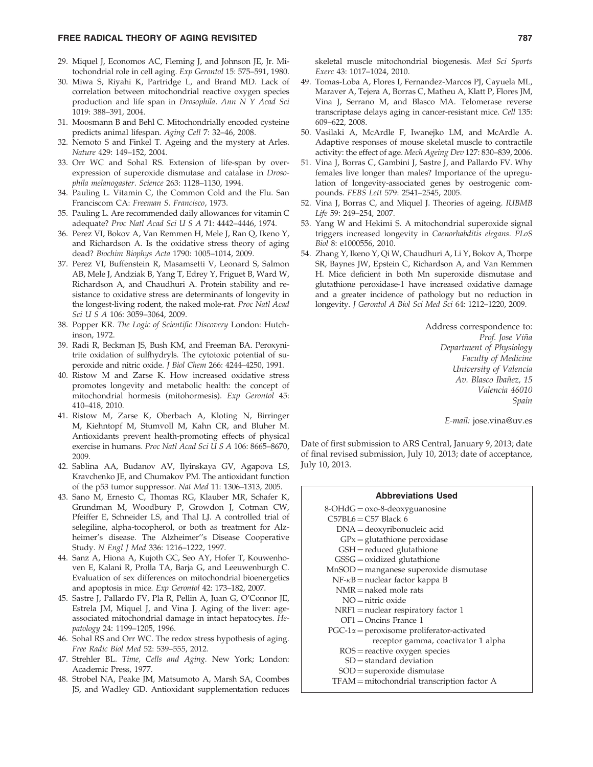29. Miquel J, Economos AC, Fleming J, and Johnson JE, Jr. Mitochondrial role in cell aging. *Exp Gerontol* 15: 575–591, 1980.
30. Miwa S, Riyahi K, Partridge L, and Brand MD. Lack of correlation between mitochondrial reactive oxygen species production and life span in *Drosophila*. *Ann N Y Acad Sci* 1019: 388–391, 2004.
31. Moosmann B and Behl C. Mitochondrially encoded cysteine predicts animal lifespan. *Aging Cell* 7: 32–46, 2008.
32. Nemoto S and Finkel T. Ageing and the mystery at Arles. *Nature* 429: 149–152, 2004.
33. Orr WC and Sohal RS. Extension of life-span by overexpression of superoxide dismutase and catalase in *Drosophila melanogaster*. *Science* 263: 1128–1130, 1994.
34. Pauling L. Vitamin C, the Common Cold and the Flu. San Franciscom CA: *Freeman S. Francisco*, 1973.
35. Pauling L. Are recommended daily allowances for vitamin C adequate? *Proc Natl Acad Sci U S A* 71: 4442–4446, 1974.
36. Perez VI, Bokov A, Van Remmen H, Mele J, Ran Q, Ikeno Y, and Richardson A. Is the oxidative stress theory of aging dead? *Biochim Biophys Acta* 1790: 1005–1014, 2009.
37. Perez VI, Buffenstein R, Masamsetti V, Leonard S, Salmon AB, Mele J, Andziak B, Yang T, Edrey Y, Friguet B, Ward W, Richardson A, and Chaudhuri A. Protein stability and resistance to oxidative stress are determinants of longevity in the longest-living rodent, the naked mole-rat. *Proc Natl Acad Sci U S A* 106: 3059–3064, 2009.
38. Popper KR. *The Logic of Scientific Discovery* London: Hutchinson, 1972.
39. Radi R, Beckman JS, Bush KM, and Freeman BA. Peroxynitrite oxidation of sulfhydryls. The cytotoxic potential of superoxide and nitric oxide. *J Biol Chem* 266: 4244–4250, 1991.
40. Ristow M and Zarse K. How increased oxidative stress promotes longevity and metabolic health: the concept of mitochondrial hormesis (mitohormesis). *Exp Gerontol* 45: 410–418, 2010.
41. Ristow M, Zarse K, Oberbach A, Kloting N, Birringer M, Kiehntopf M, Stumvoll M, Kahn CR, and Bluher M. Antioxidants prevent health-promoting effects of physical exercise in humans. *Proc Natl Acad Sci U S A* 106: 8665–8670, 2009.
42. Sablina AA, Budanov AV, Ilyinskaya GV, Agapova LS, Kravchenko JE, and Chumakov PM. The antioxidant function of the p53 tumor suppressor. *Nat Med* 11: 1306–1313, 2005.
43. Sano M, Ernesto C, Thomas RG, Klauber MR, Schafer K, Grundman M, Woodbury P, Growdon J, Cotman CW, Pfeiffer E, Schneider LS, and Thal LJ. A controlled trial of selegiline, alpha-tocopherol, or both as treatment for Alzheimer's disease. The Alzheimer''s Disease Cooperative Study. *N Engl J Med* 336: 1216–1222, 1997.
44. Sanz A, Hiona A, Kujoth GC, Seo AY, Hofer T, Kouwenhoven E, Kalani R, Prolla TA, Barja G, and Leeuwenburgh C. Evaluation of sex differences on mitochondrial bioenergetics and apoptosis in mice. *Exp Gerontol* 42: 173–182, 2007.
45. Sastre J, Pallardo FV, Pla R, Pellin A, Juan G, O'Connor JE, Estrela JM, Miquel J, and Vina J. Aging of the liver: age-associated mitochondrial damage in intact hepatocytes. *Hepatology* 24: 1199–1205, 1996.
46. Sohal RS and Orr WC. The redox stress hypothesis of aging. *Free Radic Biol Med* 52: 539–555, 2012.
47. Strehler BL. *Time, Cells and Aging.* New York; London: Academic Press, 1977.
48. Strobel NA, Peake JM, Matsumoto A, Marsh SA, Coombes JS, and Wadley GD. Antioxidant supplementation reduces skeletal muscle mitochondrial biogenesis. *Med Sci Sports Exerc* 43: 1017–1024, 2010.
49. Tomas-Loba A, Flores I, Fernandez-Marcos PJ, Cayuela ML, Maraver A, Tejera A, Borras C, Matheu A, Klatt P, Flores JM, Vina J, Serrano M, and Blasco MA. Telomerase reverse transcriptase delays aging in cancer-resistant mice. *Cell* 135: 609–622, 2008.
50. Vasilaki A, McArdle F, Iwanejko LM, and McArdle A. Adaptive responses of mouse skeletal muscle to contractile activity: the effect of age. *Mech Ageing Dev* 127: 830–839, 2006.
51. Vina J, Borras C, Gambini J, Sastre J, and Pallardo FV. Why females live longer than males? Importance of the upregulation of longevity-associated genes by oestrogenic compounds. *FEBS Lett* 579: 2541–2545, 2005.
52. Vina J, Borras C, and Miquel J. Theories of ageing. *IUBMB Life* 59: 249–254, 2007.
53. Yang W and Hekimi S. A mitochondrial superoxide signal triggers increased longevity in *Caenorhabditis elegans*. *PLoS Biol* 8: e1000556, 2010.
54. Zhang Y, Ikeno Y, Qi W, Chaudhuri A, Li Y, Bokov A, Thorpe SR, Baynes JW, Epstein C, Richardson A, and Van Remmen H. Mice deficient in both Mn superoxide dismutase and glutathione peroxidase-1 have increased oxidative damage and a greater incidence of pathology but no reduction in longevity. *J Gerontol A Biol Sci Med Sci* 64: 1212–1220, 2009.

Address correspondence to:
*Prof. Jose Viña*
*Department of Physiology*
*Faculty of Medicine*
*University of Valencia*
*Av. Blasco Ibañez, 15*
*Valencia 46010*
*Spain*

*E-mail:* jose.vina@uv.es

Date of first submission to ARS Central, January 9, 2013; date of final revised submission, July 10, 2013; date of acceptance, July 10, 2013.

**Abbreviations Used**

8-OHdG = oxo-8-deoxyguanosine
C57BL6 = C57 Black 6
DNA = deoxyribonucleic acid
GPx = glutathione peroxidase
GSH = reduced glutathione
GSSG = oxidized glutathione
MnSOD = manganese superoxide dismutase
NF-κB = nuclear factor kappa B
NMR = naked mole rats
NO = nitric oxide
NRF1 = nuclear respiratory factor 1
OF1 = Oncins France 1
PGC-1α = peroxisome proliferator-activated receptor gamma, coactivator 1 alpha
ROS = reactive oxygen species
SD = standard deviation
SOD = superoxide dismutase
TFAM = mitochondrial transcription factor A